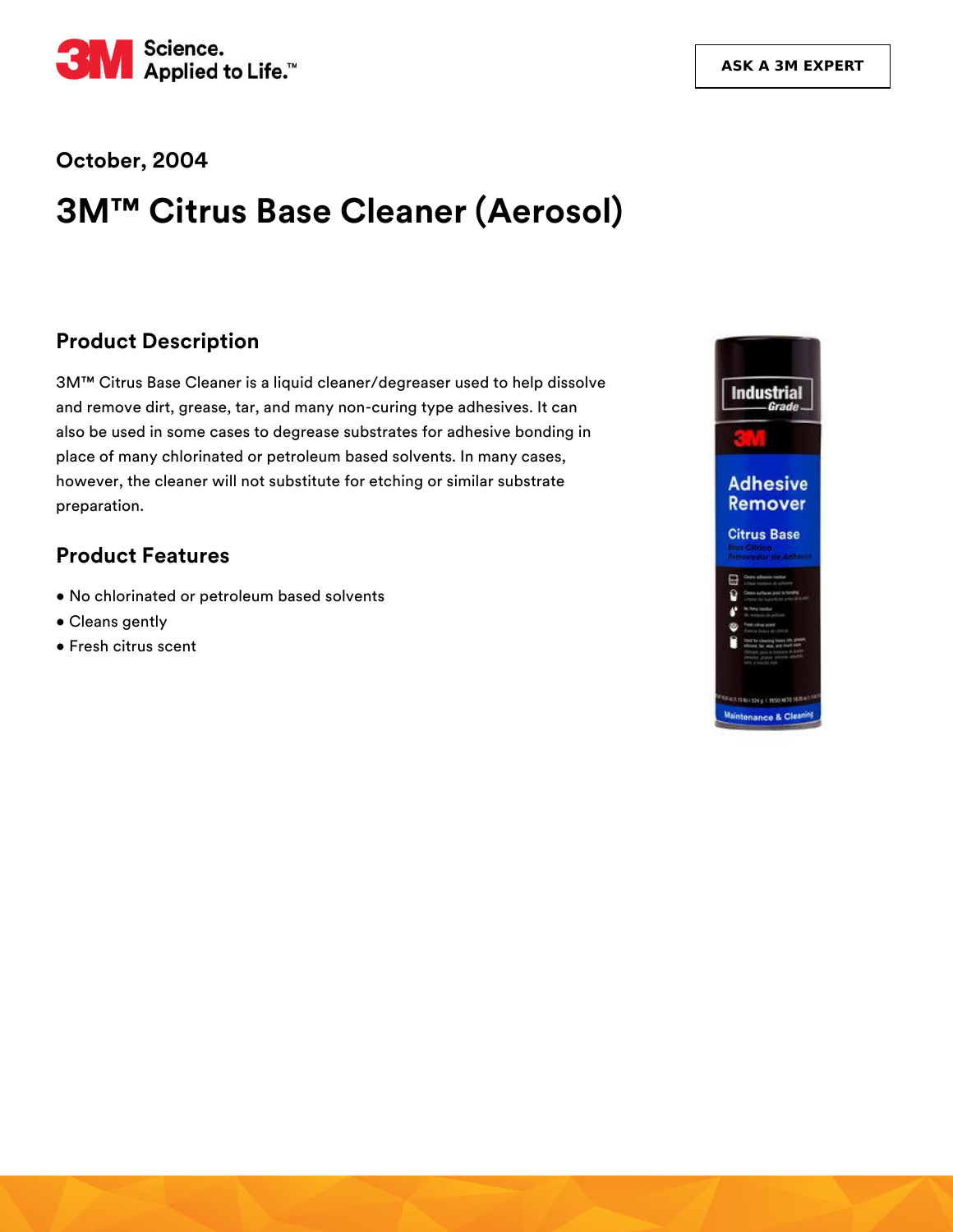October, 2004

# 3M™ Citrus Base Cleaner (Aerosol)

## Product Description

3M™ Citrus Base Cleaner is a liquid cleaner/degreaser used to help dissolve and remove dirt, grease, tar, and many non-curing type adhesives. It can also be used in some cases to degrease substrates for adhesive bonding in place of many chlorinated or petroleum based solvents. In many cases, however, the cleaner will not substitute for etching or similar substrate preparation.

## Product Features

- No chlorinated or petroleum based solvents
- Cleans gently
- Fresh citrus scent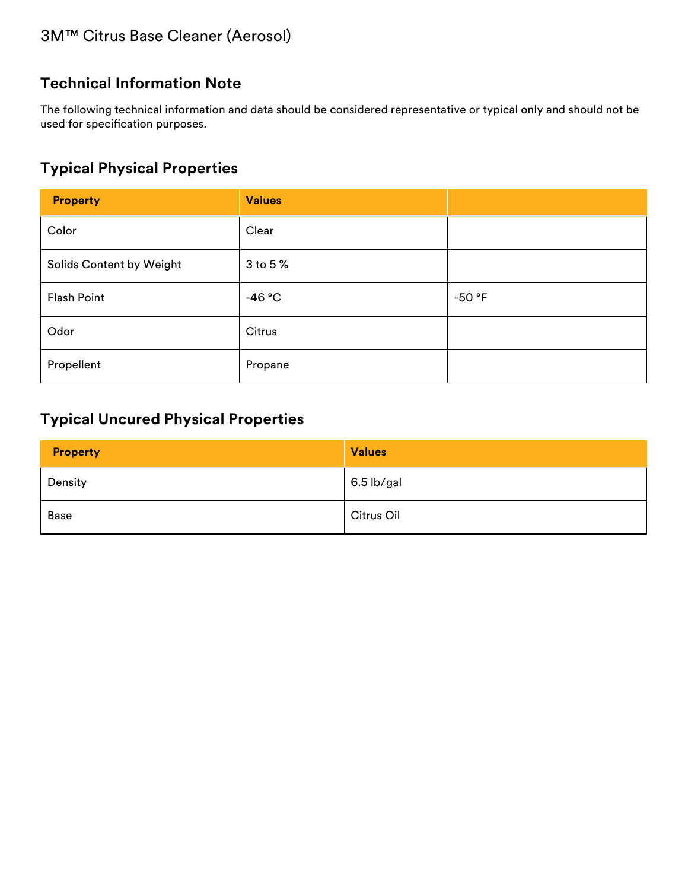3M™ Citrus Base Cleaner (Aerosol)

## Technical Information Note

The following technical information and data should be considered representative or typical only and should not be used for specification purposes.

## Typical Physical Properties

| Property | Values | |
|---|---|---|
| Color | Clear | |
| Solids Content by Weight | 3 to 5 % | |
| Flash Point | -46 °C | -50 °F |
| Odor | Citrus | |
| Propellent | Propane | |

## Typical Uncured Physical Properties

| Property | Values |
|---|---|
| Density | 6.5 lb/gal |
| Base | Citrus Oil |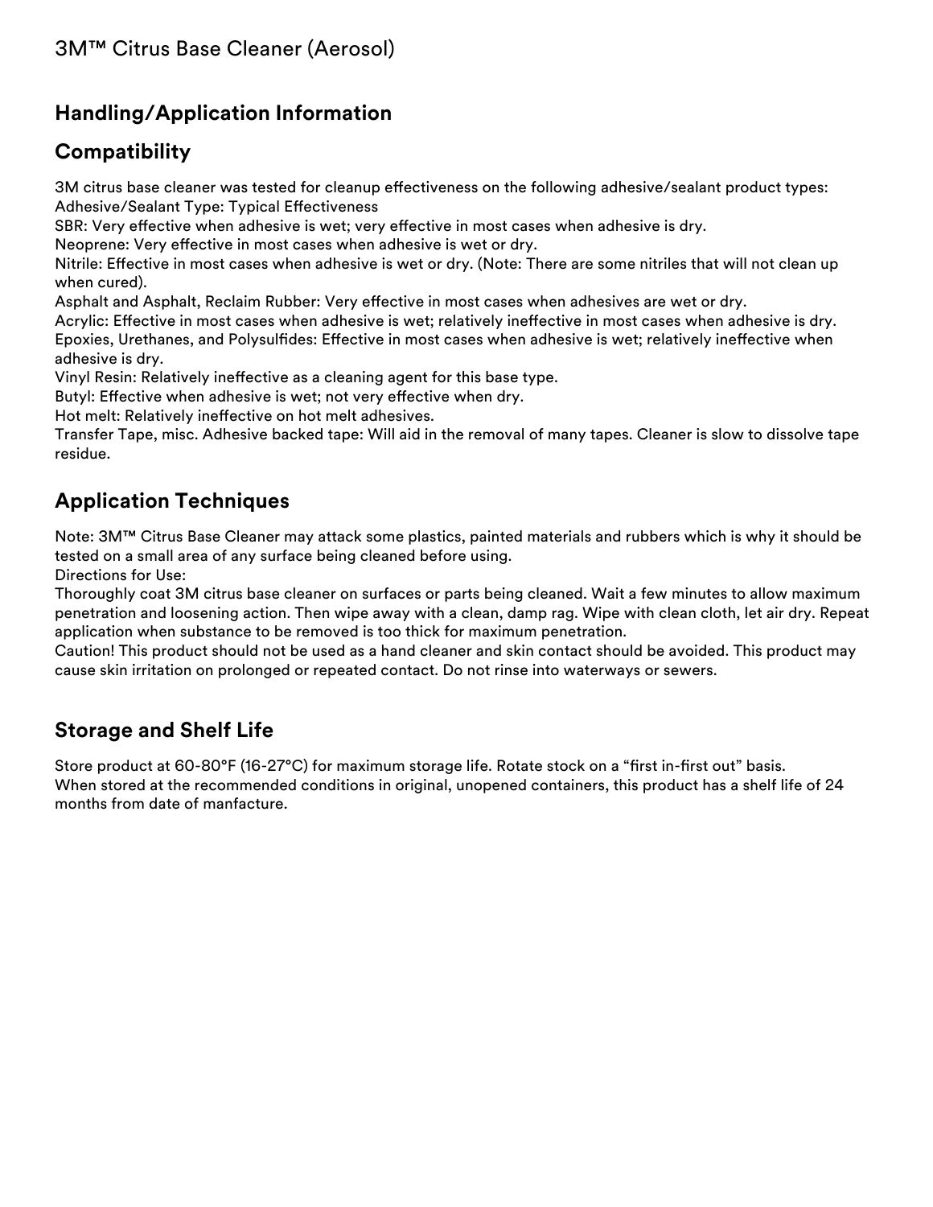## Handling/Application Information

### Compatibility

3M citrus base cleaner was tested for cleanup effectiveness on the following adhesive/sealant product types:
Adhesive/Sealant Type: Typical Effectiveness
SBR: Very effective when adhesive is wet; very effective in most cases when adhesive is dry.
Neoprene: Very effective in most cases when adhesive is wet or dry.
Nitrile: Effective in most cases when adhesive is wet or dry. (Note: There are some nitriles that will not clean up when cured).
Asphalt and Asphalt, Reclaim Rubber: Very effective in most cases when adhesives are wet or dry.
Acrylic: Effective in most cases when adhesive is wet; relatively ineffective in most cases when adhesive is dry.
Epoxies, Urethanes, and Polysulfides: Effective in most cases when adhesive is wet; relatively ineffective when adhesive is dry.
Vinyl Resin: Relatively ineffective as a cleaning agent for this base type.
Butyl: Effective when adhesive is wet; not very effective when dry.
Hot melt: Relatively ineffective on hot melt adhesives.
Transfer Tape, misc. Adhesive backed tape: Will aid in the removal of many tapes. Cleaner is slow to dissolve tape residue.

### Application Techniques

Note: 3M™ Citrus Base Cleaner may attack some plastics, painted materials and rubbers which is why it should be tested on a small area of any surface being cleaned before using.
Directions for Use:
Thoroughly coat 3M citrus base cleaner on surfaces or parts being cleaned. Wait a few minutes to allow maximum penetration and loosening action. Then wipe away with a clean, damp rag. Wipe with clean cloth, let air dry. Repeat application when substance to be removed is too thick for maximum penetration.
Caution! This product should not be used as a hand cleaner and skin contact should be avoided. This product may cause skin irritation on prolonged or repeated contact. Do not rinse into waterways or sewers.

### Storage and Shelf Life

Store product at 60-80°F (16-27°C) for maximum storage life. Rotate stock on a "first in-first out" basis.
When stored at the recommended conditions in original, unopened containers, this product has a shelf life of 24 months from date of manfacture.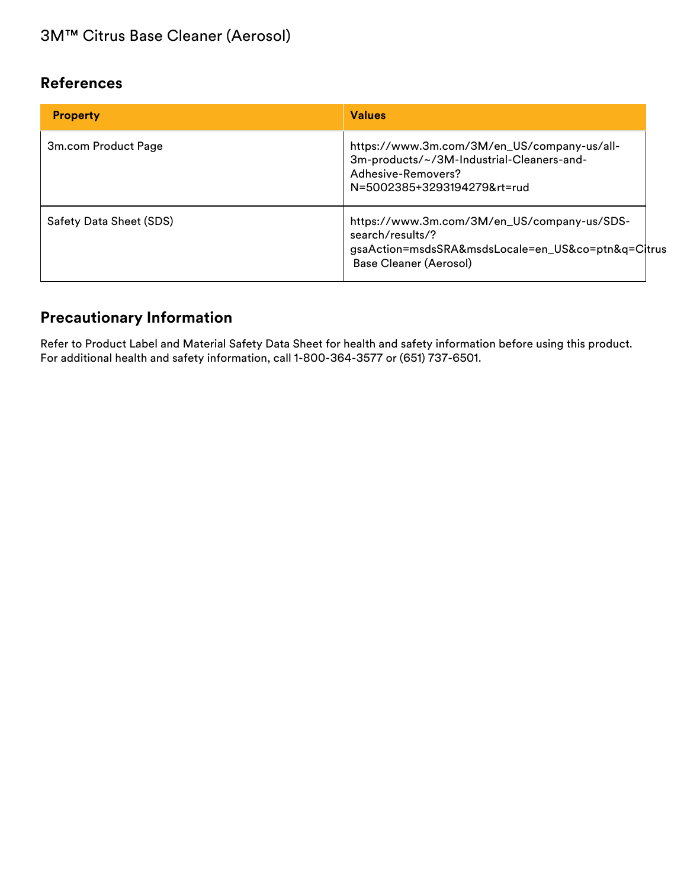3M™ Citrus Base Cleaner (Aerosol)

## References

| Property | Values |
| --- | --- |
| 3m.com Product Page | https://www.3m.com/3M/en_US/company-us/all-3m-products/~/3M-Industrial-Cleaners-and-Adhesive-Removers?N=5002385+3293194279&rt=rud |
| Safety Data Sheet (SDS) | https://www.3m.com/3M/en_US/company-us/SDS-search/results/?gsaAction=msdsSRA&msdsLocale=en_US&co=ptn&q=Citrus Base Cleaner (Aerosol) |

## Precautionary Information

Refer to Product Label and Material Safety Data Sheet for health and safety information before using this product. For additional health and safety information, call 1-800-364-3577 or (651) 737-6501.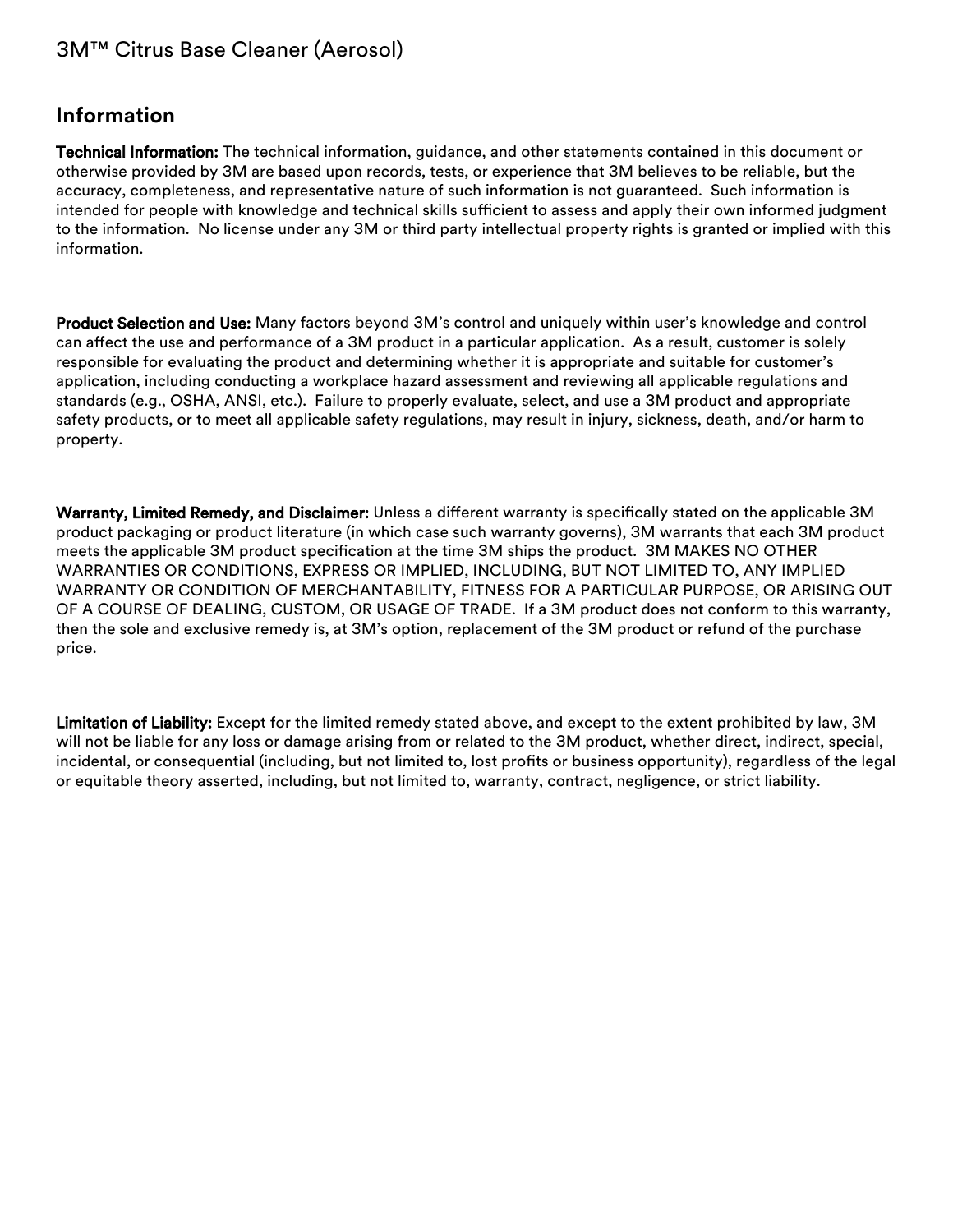3M™ Citrus Base Cleaner (Aerosol)

## Information

**Technical Information:** The technical information, guidance, and other statements contained in this document or otherwise provided by 3M are based upon records, tests, or experience that 3M believes to be reliable, but the accuracy, completeness, and representative nature of such information is not guaranteed. Such information is intended for people with knowledge and technical skills sufficient to assess and apply their own informed judgment to the information. No license under any 3M or third party intellectual property rights is granted or implied with this information.

**Product Selection and Use:** Many factors beyond 3M's control and uniquely within user's knowledge and control can affect the use and performance of a 3M product in a particular application. As a result, customer is solely responsible for evaluating the product and determining whether it is appropriate and suitable for customer's application, including conducting a workplace hazard assessment and reviewing all applicable regulations and standards (e.g., OSHA, ANSI, etc.). Failure to properly evaluate, select, and use a 3M product and appropriate safety products, or to meet all applicable safety regulations, may result in injury, sickness, death, and/or harm to property.

**Warranty, Limited Remedy, and Disclaimer:** Unless a different warranty is specifically stated on the applicable 3M product packaging or product literature (in which case such warranty governs), 3M warrants that each 3M product meets the applicable 3M product specification at the time 3M ships the product. 3M MAKES NO OTHER WARRANTIES OR CONDITIONS, EXPRESS OR IMPLIED, INCLUDING, BUT NOT LIMITED TO, ANY IMPLIED WARRANTY OR CONDITION OF MERCHANTABILITY, FITNESS FOR A PARTICULAR PURPOSE, OR ARISING OUT OF A COURSE OF DEALING, CUSTOM, OR USAGE OF TRADE. If a 3M product does not conform to this warranty, then the sole and exclusive remedy is, at 3M's option, replacement of the 3M product or refund of the purchase price.

**Limitation of Liability:** Except for the limited remedy stated above, and except to the extent prohibited by law, 3M will not be liable for any loss or damage arising from or related to the 3M product, whether direct, indirect, special, incidental, or consequential (including, but not limited to, lost profits or business opportunity), regardless of the legal or equitable theory asserted, including, but not limited to, warranty, contract, negligence, or strict liability.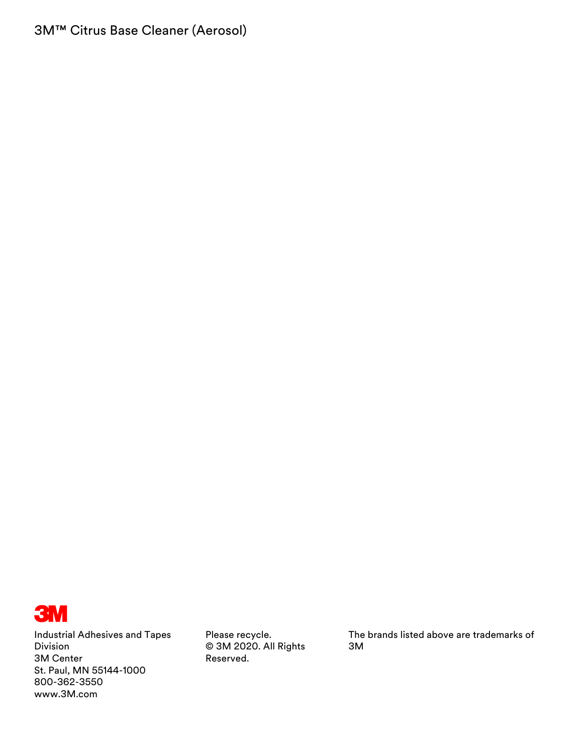3M Industrial Adhesives and Tapes Division
3M Center
St. Paul, MN 55144-1000
800-362-3550
www.3M.com

Please recycle.
© 3M 2020. All Rights Reserved.

The brands listed above are trademarks of 3M